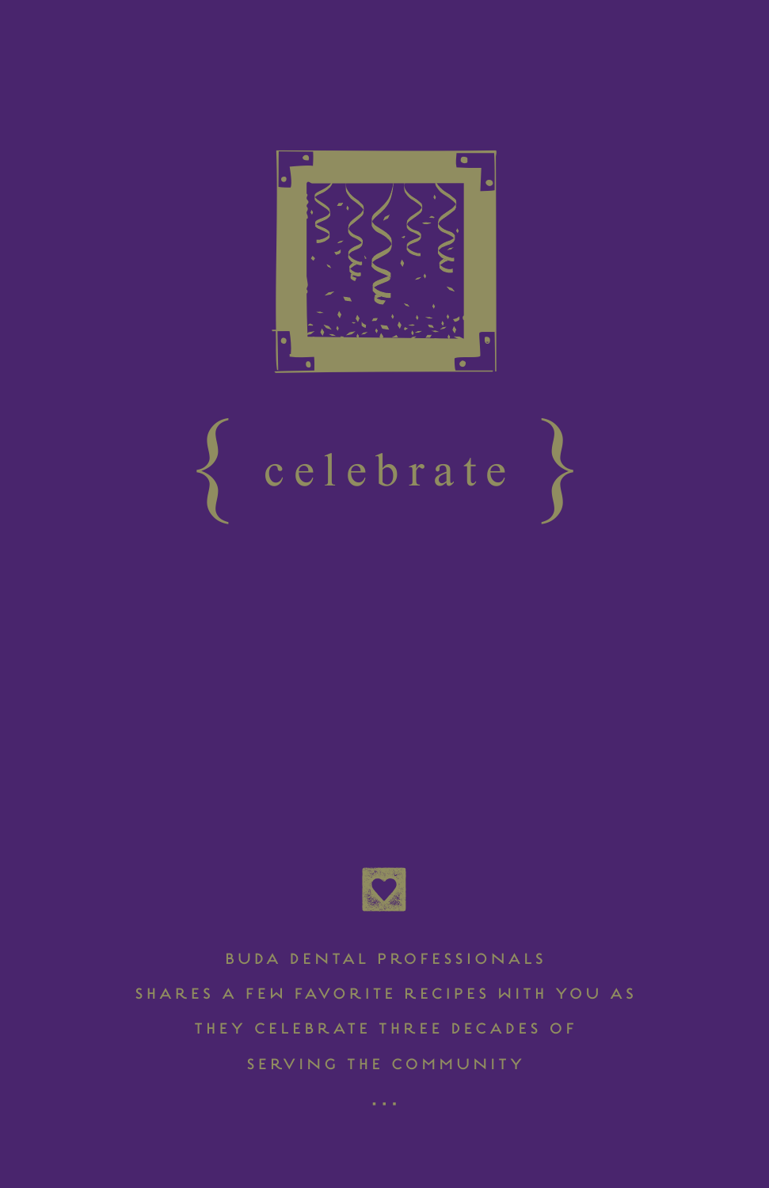# { celebrate }

BUDA DENTAL PROFESSIONALS SHARES A FEW FAVORITE RECIPES WITH YOU AS THEY CELEBRATE THREE DECADES OF SERVING THE COMMUNITY

...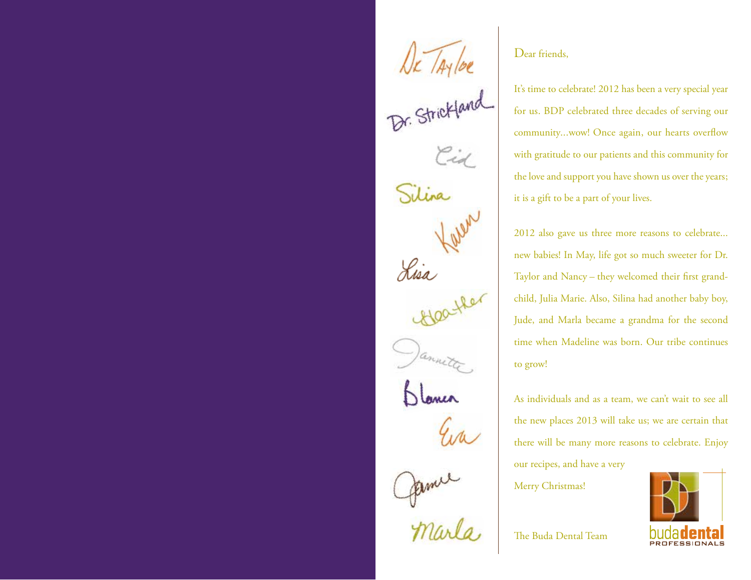Dr. Taylor

Dr. Strickland

Cid

Silina

Karen

Lisa

Heather

Jannette

Blanca

Eva

Jamie

Marla

Dear friends,

It's time to celebrate! 2012 has been a very special year for us. BDP celebrated three decades of serving our community...wow! Once again, our hearts overflow with gratitude to our patients and this community for the love and support you have shown us over the years; it is a gift to be a part of your lives.

2012 also gave us three more reasons to celebrate... new babies! In May, life got so much sweeter for Dr. Taylor and Nancy – they welcomed their first grandchild, Julia Marie. Also, Silina had another baby boy, Jude, and Marla became a grandma for the second time when Madeline was born. Our tribe continues to grow!

As individuals and as a team, we can't wait to see all the new places 2013 will take us; we are certain that there will be many more reasons to celebrate. Enjoy our recipes, and have a very

Merry Christmas!

The Buda Dental Team

buda**dental**
PROFESSIONALS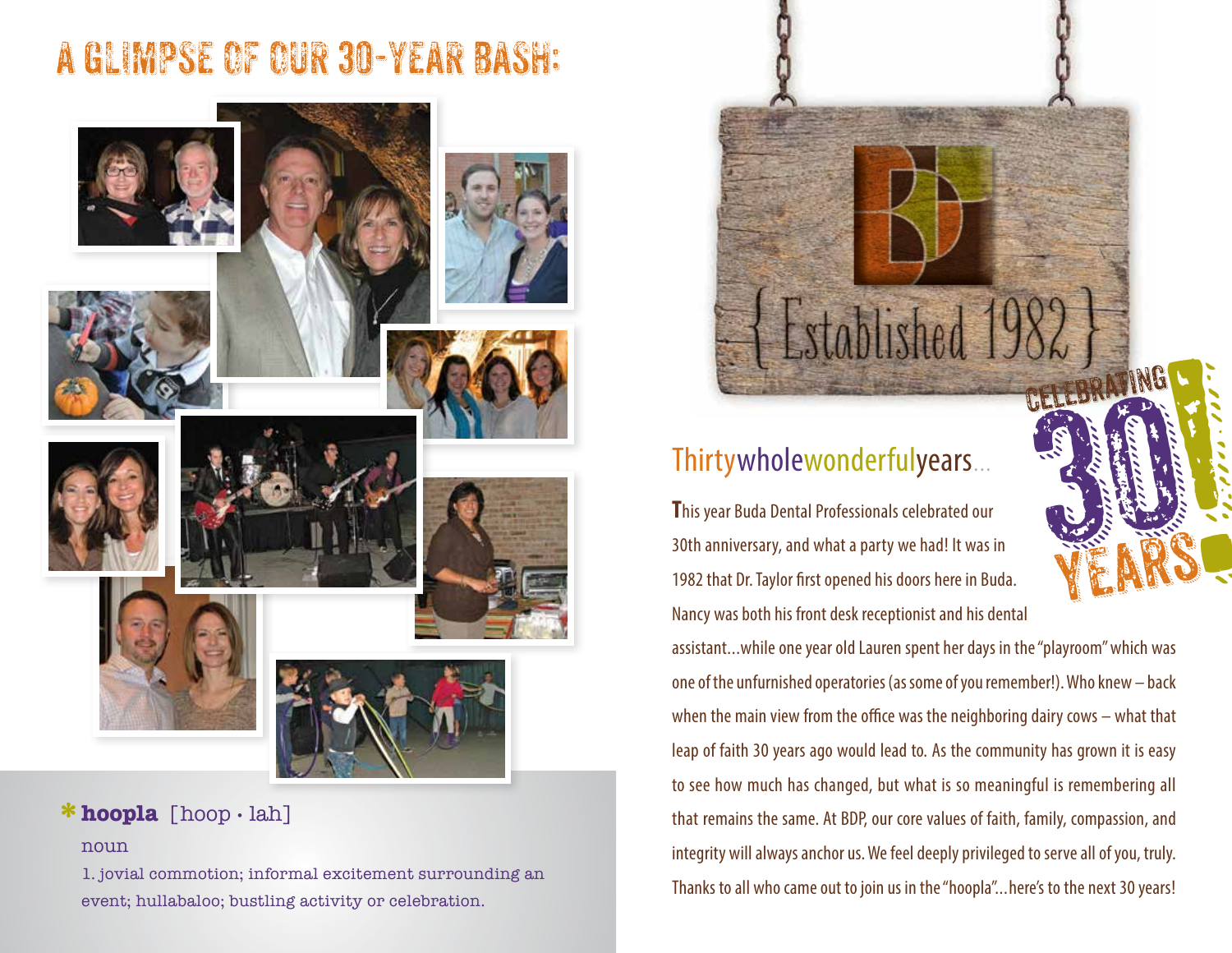# A GLIMPSE OF OUR 30-YEAR BASH:

***hoopla** [hoop · lah]

noun

1. jovial commotion; informal excitement surrounding an event; hullabaloo; bustling activity or celebration.

{ Established 1982 }

CELEBRATING 30 YEARS!

## Thirtywholewonderfulyears...

This year Buda Dental Professionals celebrated our 30th anniversary, and what a party we had! It was in 1982 that Dr. Taylor first opened his doors here in Buda. Nancy was both his front desk receptionist and his dental assistant...while one year old Lauren spent her days in the "playroom" which was one of the unfurnished operatories (as some of you remember!). Who knew – back when the main view from the office was the neighboring dairy cows – what that leap of faith 30 years ago would lead to. As the community has grown it is easy to see how much has changed, but what is so meaningful is remembering all that remains the same. At BDP, our core values of faith, family, compassion, and integrity will always anchor us. We feel deeply privileged to serve all of you, truly. Thanks to all who came out to join us in the "hoopla"...here's to the next 30 years!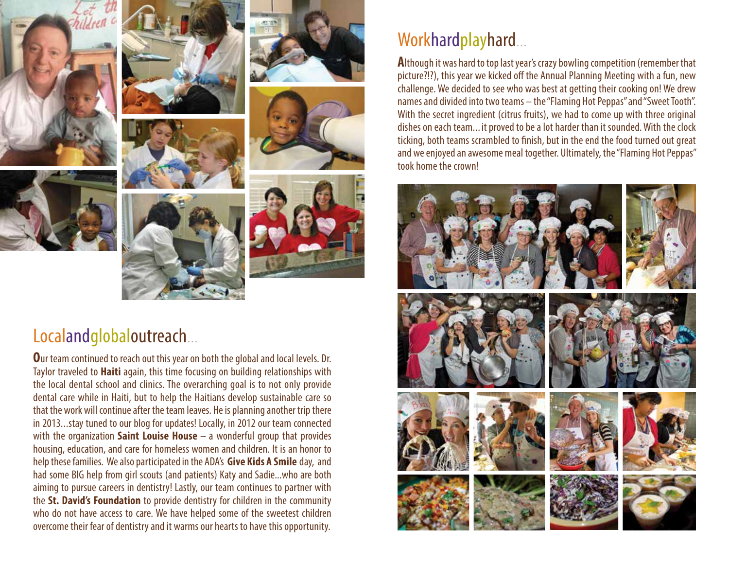## Localandglobaloutreach...

**O**ur team continued to reach out this year on both the global and local levels. Dr. Taylor traveled to **Haiti** again, this time focusing on building relationships with the local dental school and clinics. The overarching goal is to not only provide dental care while in Haiti, but to help the Haitians develop sustainable care so that the work will continue after the team leaves. He is planning another trip there in 2013...stay tuned to our blog for updates! Locally, in 2012 our team connected with the organization **Saint Louise House** – a wonderful group that provides housing, education, and care for homeless women and children. It is an honor to help these families. We also participated in the ADA's **Give Kids A Smile** day, and had some BIG help from girl scouts (and patients) Katy and Sadie...who are both aiming to pursue careers in dentistry! Lastly, our team continues to partner with the **St. David's Foundation** to provide dentistry for children in the community who do not have access to care. We have helped some of the sweetest children overcome their fear of dentistry and it warms our hearts to have this opportunity.

## Workhardplayhard...

**A**lthough it was hard to top last year's crazy bowling competition (remember that picture?!?), this year we kicked off the Annual Planning Meeting with a fun, new challenge. We decided to see who was best at getting their cooking on! We drew names and divided into two teams – the "Flaming Hot Peppas" and "Sweet Tooth". With the secret ingredient (citrus fruits), we had to come up with three original dishes on each team... it proved to be a lot harder than it sounded. With the clock ticking, both teams scrambled to finish, but in the end the food turned out great and we enjoyed an awesome meal together. Ultimately, the "Flaming Hot Peppas" took home the crown!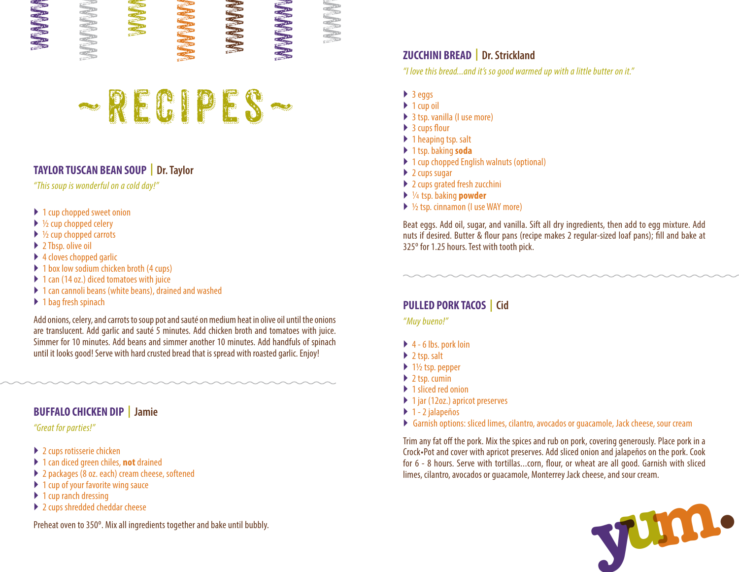# ~ RECIPES ~

## TAYLOR TUSCAN BEAN SOUP | Dr. Taylor

*"This soup is wonderful on a cold day!"*

- 1 cup chopped sweet onion
- ½ cup chopped celery
- ½ cup chopped carrots
- 2 Tbsp. olive oil
- 4 cloves chopped garlic
- 1 box low sodium chicken broth (4 cups)
- 1 can (14 oz.) diced tomatoes with juice
- 1 can cannoli beans (white beans), drained and washed
- 1 bag fresh spinach

Add onions, celery, and carrots to soup pot and sauté on medium heat in olive oil until the onions are translucent. Add garlic and sauté 5 minutes. Add chicken broth and tomatoes with juice. Simmer for 10 minutes. Add beans and simmer another 10 minutes. Add handfuls of spinach until it looks good! Serve with hard crusted bread that is spread with roasted garlic. Enjoy!

## BUFFALO CHICKEN DIP | Jamie

*"Great for parties!"*

- 2 cups rotisserie chicken
- 1 can diced green chiles, **not** drained
- 2 packages (8 oz. each) cream cheese, softened
- 1 cup of your favorite wing sauce
- 1 cup ranch dressing
- 2 cups shredded cheddar cheese

Preheat oven to 350°. Mix all ingredients together and bake until bubbly.

## ZUCCHINI BREAD | Dr. Strickland

*"I love this bread…and it's so good warmed up with a little butter on it."*

- 3 eggs
- 1 cup oil
- 3 tsp. vanilla (I use more)
- 3 cups flour
- 1 heaping tsp. salt
- 1 tsp. baking **soda**
- 1 cup chopped English walnuts (optional)
- 2 cups sugar
- 2 cups grated fresh zucchini
- ¼ tsp. baking **powder**
- ½ tsp. cinnamon (I use WAY more)

Beat eggs. Add oil, sugar, and vanilla. Sift all dry ingredients, then add to egg mixture. Add nuts if desired. Butter & flour pans (recipe makes 2 regular-sized loaf pans); fill and bake at 325° for 1.25 hours. Test with tooth pick.

## PULLED PORK TACOS | Cid

*"Muy bueno!"*

- 4 - 6 lbs. pork loin
- 2 tsp. salt
- 1½ tsp. pepper
- 2 tsp. cumin
- 1 sliced red onion
- 1 jar (12oz.) apricot preserves
- 1 - 2 jalapeños
- Garnish options: sliced limes, cilantro, avocados or guacamole, Jack cheese, sour cream

Trim any fat off the pork. Mix the spices and rub on pork, covering generously. Place pork in a Crock•Pot and cover with apricot preserves. Add sliced onion and jalapeños on the pork. Cook for 6 - 8 hours. Serve with tortillas…corn, flour, or wheat are all good. Garnish with sliced limes, cilantro, avocados or guacamole, Monterrey Jack cheese, and sour cream.

yum.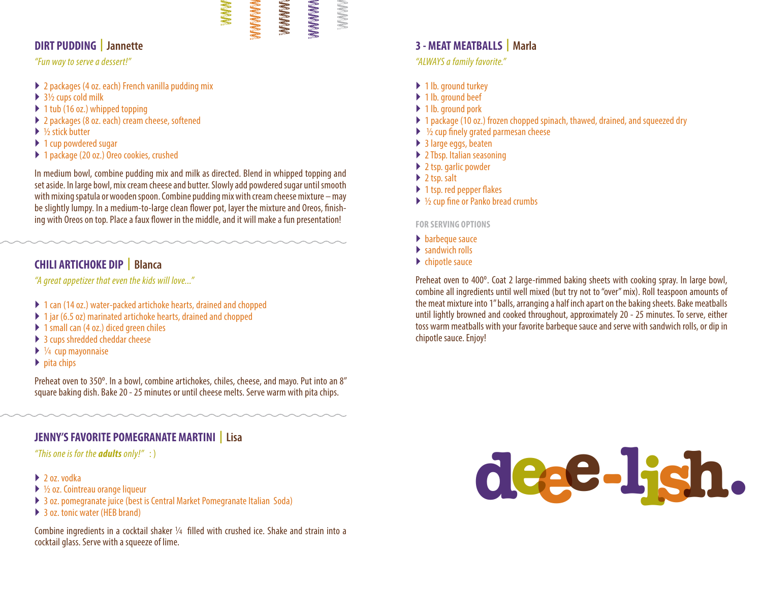## DIRT PUDDING | Jannette

*"Fun way to serve a dessert!"*

- 2 packages (4 oz. each) French vanilla pudding mix
- 3½ cups cold milk
- 1 tub (16 oz.) whipped topping
- 2 packages (8 oz. each) cream cheese, softened
- ½ stick butter
- 1 cup powdered sugar
- 1 package (20 oz.) Oreo cookies, crushed

In medium bowl, combine pudding mix and milk as directed. Blend in whipped topping and set aside. In large bowl, mix cream cheese and butter. Slowly add powdered sugar until smooth with mixing spatula or wooden spoon. Combine pudding mix with cream cheese mixture – may be slightly lumpy. In a medium-to-large clean flower pot, layer the mixture and Oreos, finishing with Oreos on top. Place a faux flower in the middle, and it will make a fun presentation!

## CHILI ARTICHOKE DIP | Blanca

*"A great appetizer that even the kids will love..."*

- 1 can (14 oz.) water-packed artichoke hearts, drained and chopped
- 1 jar (6.5 oz) marinated artichoke hearts, drained and chopped
- 1 small can (4 oz.) diced green chiles
- 3 cups shredded cheddar cheese
- ¼ cup mayonnaise
- pita chips

Preheat oven to 350°. In a bowl, combine artichokes, chiles, cheese, and mayo. Put into an 8" square baking dish. Bake 20 - 25 minutes or until cheese melts. Serve warm with pita chips.

## JENNY'S FAVORITE POMEGRANATE MARTINI | Lisa

*"This one is for the **adults** only!"* : )

- 2 oz. vodka
- ½ oz. Cointreau orange liqueur
- 3 oz. pomegranate juice (best is Central Market Pomegranate Italian Soda)
- 3 oz. tonic water (HEB brand)

Combine ingredients in a cocktail shaker ¼ filled with crushed ice. Shake and strain into a cocktail glass. Serve with a squeeze of lime.

## 3 - MEAT MEATBALLS | Marla

*"ALWAYS a family favorite."*

- 1 lb. ground turkey
- 1 lb. ground beef
- 1 lb. ground pork
- 1 package (10 oz.) frozen chopped spinach, thawed, drained, and squeezed dry
- ½ cup finely grated parmesan cheese
- 3 large eggs, beaten
- 2 Tbsp. Italian seasoning
- 2 tsp. garlic powder
- 2 tsp. salt
- 1 tsp. red pepper flakes
- ½ cup fine or Panko bread crumbs

**FOR SERVING OPTIONS**

- barbeque sauce
- sandwich rolls
- chipotle sauce

Preheat oven to 400°. Coat 2 large-rimmed baking sheets with cooking spray. In large bowl, combine all ingredients until well mixed (but try not to "over" mix). Roll teaspoon amounts of the meat mixture into 1" balls, arranging a half inch apart on the baking sheets. Bake meatballs until lightly browned and cooked throughout, approximately 20 - 25 minutes. To serve, either toss warm meatballs with your favorite barbeque sauce and serve with sandwich rolls, or dip in chipotle sauce. Enjoy!

deee-lish.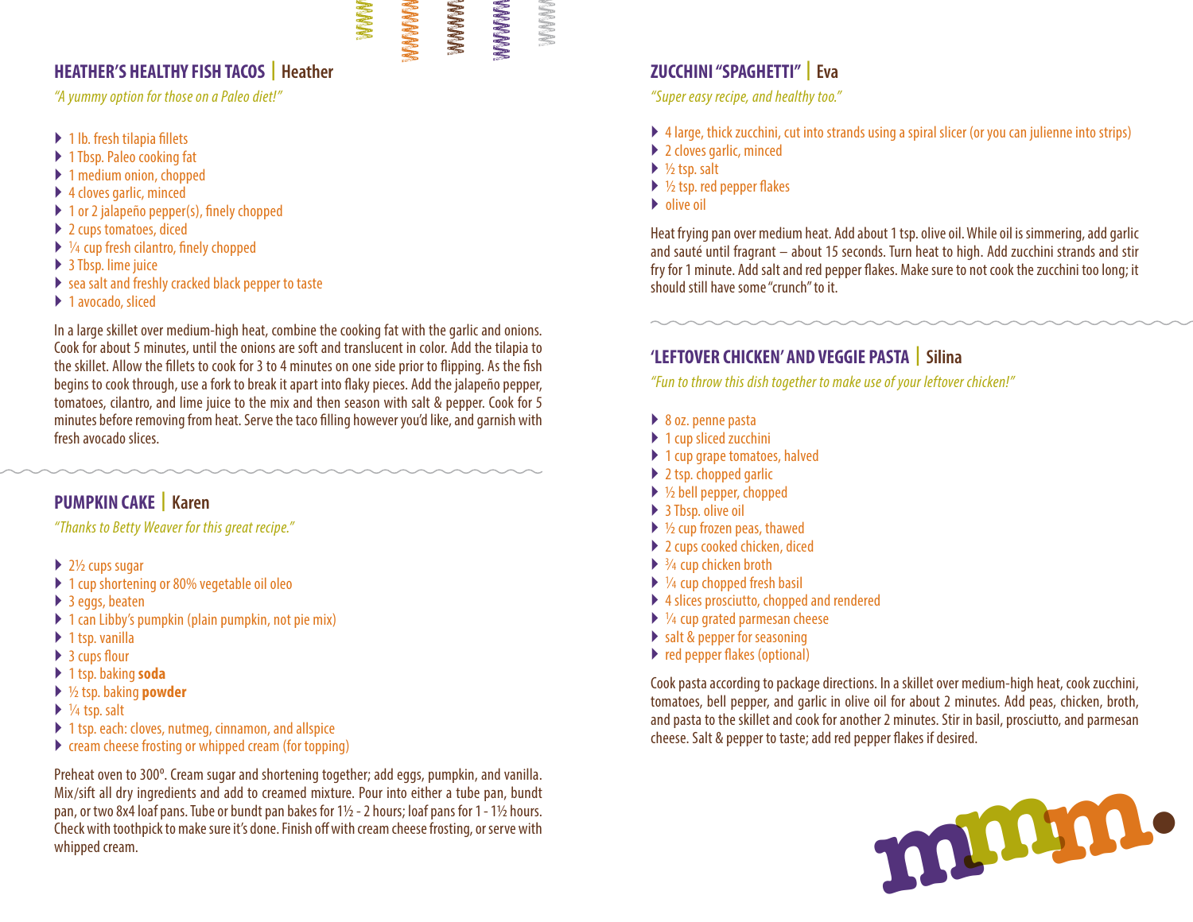## HEATHER'S HEALTHY FISH TACOS | Heather

*"A yummy option for those on a Paleo diet!"*

- 1 lb. fresh tilapia fillets
- 1 Tbsp. Paleo cooking fat
- 1 medium onion, chopped
- 4 cloves garlic, minced
- 1 or 2 jalapeño pepper(s), finely chopped
- 2 cups tomatoes, diced
- ¼ cup fresh cilantro, finely chopped
- 3 Tbsp. lime juice
- sea salt and freshly cracked black pepper to taste
- 1 avocado, sliced

In a large skillet over medium-high heat, combine the cooking fat with the garlic and onions. Cook for about 5 minutes, until the onions are soft and translucent in color. Add the tilapia to the skillet. Allow the fillets to cook for 3 to 4 minutes on one side prior to flipping. As the fish begins to cook through, use a fork to break it apart into flaky pieces. Add the jalapeño pepper, tomatoes, cilantro, and lime juice to the mix and then season with salt & pepper. Cook for 5 minutes before removing from heat. Serve the taco filling however you'd like, and garnish with fresh avocado slices.

## PUMPKIN CAKE | Karen

*"Thanks to Betty Weaver for this great recipe."*

- 2½ cups sugar
- 1 cup shortening or 80% vegetable oil oleo
- 3 eggs, beaten
- 1 can Libby's pumpkin (plain pumpkin, not pie mix)
- 1 tsp. vanilla
- 3 cups flour
- 1 tsp. baking **soda**
- ½ tsp. baking **powder**
- ¼ tsp. salt
- 1 tsp. each: cloves, nutmeg, cinnamon, and allspice
- cream cheese frosting or whipped cream (for topping)

Preheat oven to 300º. Cream sugar and shortening together; add eggs, pumpkin, and vanilla. Mix/sift all dry ingredients and add to creamed mixture. Pour into either a tube pan, bundt pan, or two 8x4 loaf pans. Tube or bundt pan bakes for 1½ - 2 hours; loaf pans for 1 - 1½ hours. Check with toothpick to make sure it's done. Finish off with cream cheese frosting, or serve with whipped cream.

## ZUCCHINI "SPAGHETTI" | Eva

*"Super easy recipe, and healthy too."*

- 4 large, thick zucchini, cut into strands using a spiral slicer (or you can julienne into strips)
- 2 cloves garlic, minced
- ½ tsp. salt
- ½ tsp. red pepper flakes
- olive oil

Heat frying pan over medium heat. Add about 1 tsp. olive oil. While oil is simmering, add garlic and sauté until fragrant – about 15 seconds. Turn heat to high. Add zucchini strands and stir fry for 1 minute. Add salt and red pepper flakes. Make sure to not cook the zucchini too long; it should still have some "crunch" to it.

## 'LEFTOVER CHICKEN' AND VEGGIE PASTA | Silina

*"Fun to throw this dish together to make use of your leftover chicken!"*

- 8 oz. penne pasta
- 1 cup sliced zucchini
- 1 cup grape tomatoes, halved
- 2 tsp. chopped garlic
- ½ bell pepper, chopped
- 3 Tbsp. olive oil
- ½ cup frozen peas, thawed
- 2 cups cooked chicken, diced
- ¾ cup chicken broth
- ¼ cup chopped fresh basil
- 4 slices prosciutto, chopped and rendered
- ¼ cup grated parmesan cheese
- salt & pepper for seasoning
- red pepper flakes (optional)

Cook pasta according to package directions. In a skillet over medium-high heat, cook zucchini, tomatoes, bell pepper, and garlic in olive oil for about 2 minutes. Add peas, chicken, broth, and pasta to the skillet and cook for another 2 minutes. Stir in basil, prosciutto, and parmesan cheese. Salt & pepper to taste; add red pepper flakes if desired.

mmm.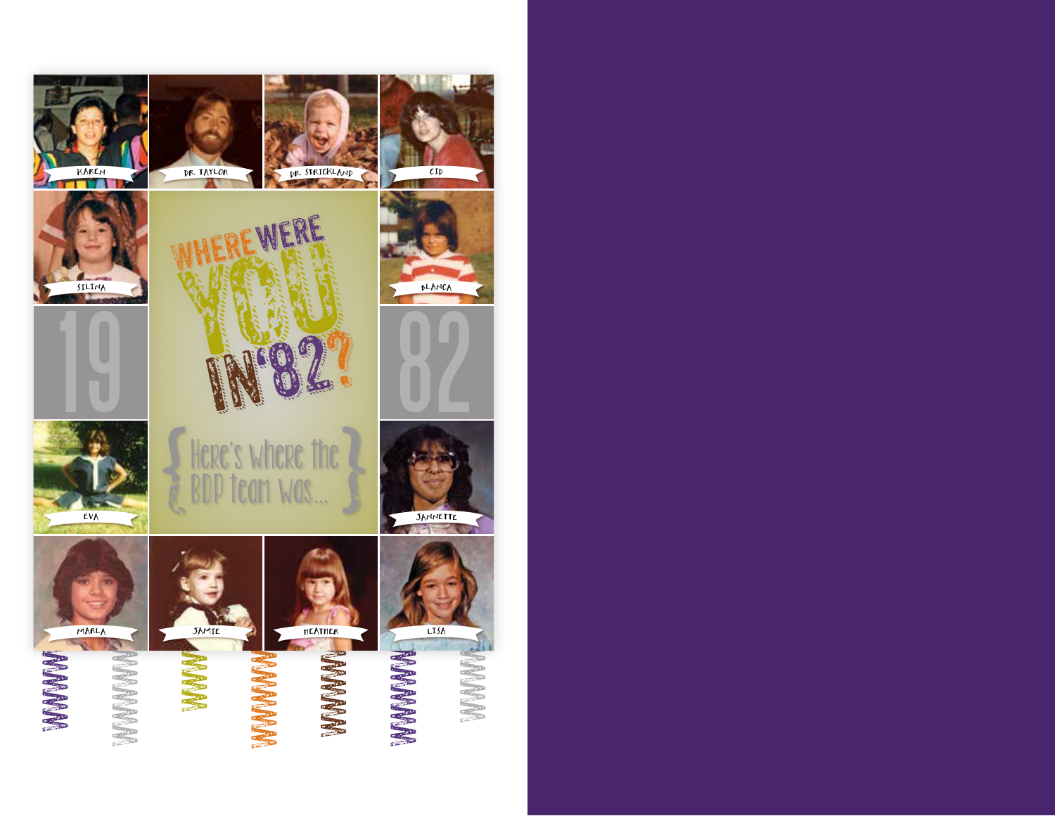# WHERE WERE YOU IN '82?

{ Here's where the BDP team was... }

19 82

KAREN

DR. TAYLOR

DR. STRICKLAND

CID

SILINA

BLANCA

EVA

JANNETTE

MARLA

JAMIE

HEATHER

LISA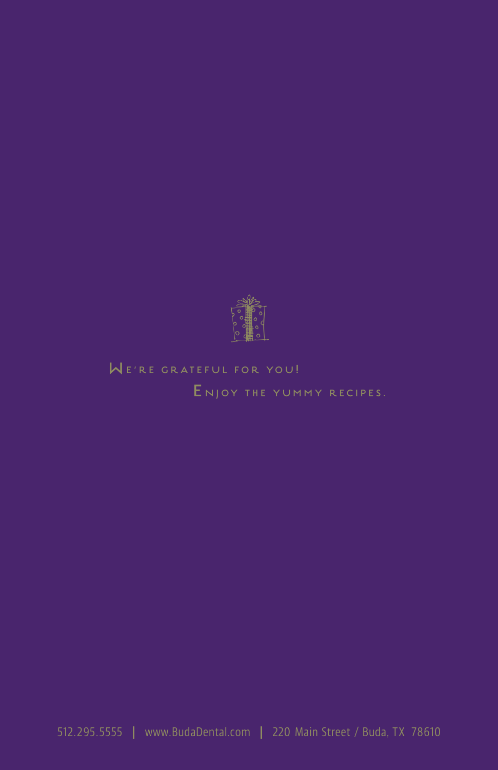We're grateful for you!

Enjoy the yummy recipes.

512.295.5555 | www.BudaDental.com | 220 Main Street / Buda, TX 78610